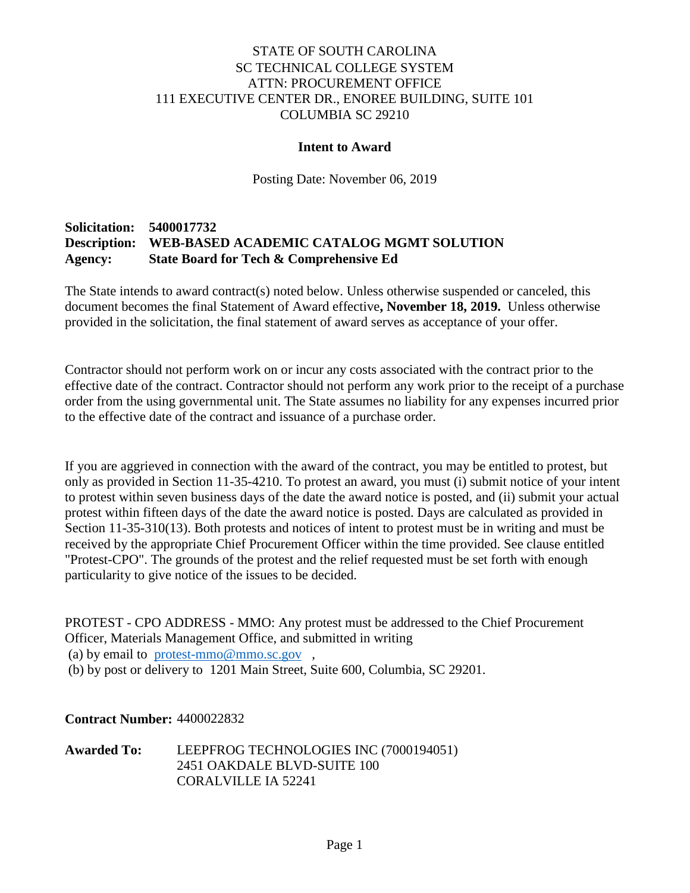STATE OF SOUTH CAROLINA
SC TECHNICAL COLLEGE SYSTEM
ATTN: PROCUREMENT OFFICE
111 EXECUTIVE CENTER DR., ENOREE BUILDING, SUITE 101
COLUMBIA SC 29210

## Intent to Award

Posting Date: November 06, 2019

**Solicitation:** **5400017732**
**Description:** **WEB-BASED ACADEMIC CATALOG MGMT SOLUTION**
**Agency:** **State Board for Tech & Comprehensive Ed**

The State intends to award contract(s) noted below. Unless otherwise suspended or canceled, this document becomes the final Statement of Award effective**, November 18, 2019.** Unless otherwise provided in the solicitation, the final statement of award serves as acceptance of your offer.

Contractor should not perform work on or incur any costs associated with the contract prior to the effective date of the contract. Contractor should not perform any work prior to the receipt of a purchase order from the using governmental unit. The State assumes no liability for any expenses incurred prior to the effective date of the contract and issuance of a purchase order.

If you are aggrieved in connection with the award of the contract, you may be entitled to protest, but only as provided in Section 11-35-4210. To protest an award, you must (i) submit notice of your intent to protest within seven business days of the date the award notice is posted, and (ii) submit your actual protest within fifteen days of the date the award notice is posted. Days are calculated as provided in Section 11-35-310(13). Both protests and notices of intent to protest must be in writing and must be received by the appropriate Chief Procurement Officer within the time provided. See clause entitled "Protest-CPO". The grounds of the protest and the relief requested must be set forth with enough particularity to give notice of the issues to be decided.

PROTEST - CPO ADDRESS - MMO: Any protest must be addressed to the Chief Procurement Officer, Materials Management Office, and submitted in writing
(a) by email to protest-mmo@mmo.sc.gov ,
(b) by post or delivery to 1201 Main Street, Suite 600, Columbia, SC 29201.

**Contract Number:** 4400022832

**Awarded To:** LEEPFROG TECHNOLOGIES INC (7000194051)
2451 OAKDALE BLVD-SUITE 100
CORALVILLE IA 52241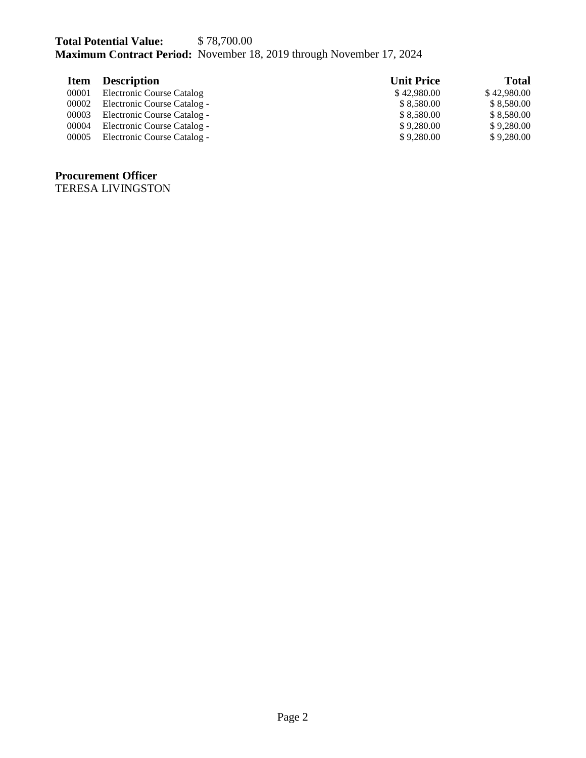**Total Potential Value:** $ 78,700.00
**Maximum Contract Period:** November 18, 2019 through November 17, 2024

| Item | Description | Unit Price | Total |
|---|---|---|---|
| 00001 | Electronic Course Catalog | $ 42,980.00 | $ 42,980.00 |
| 00002 | Electronic Course Catalog - | $ 8,580.00 | $ 8,580.00 |
| 00003 | Electronic Course Catalog - | $ 8,580.00 | $ 8,580.00 |
| 00004 | Electronic Course Catalog - | $ 9,280.00 | $ 9,280.00 |
| 00005 | Electronic Course Catalog - | $ 9,280.00 | $ 9,280.00 |

**Procurement Officer**
TERESA LIVINGSTON